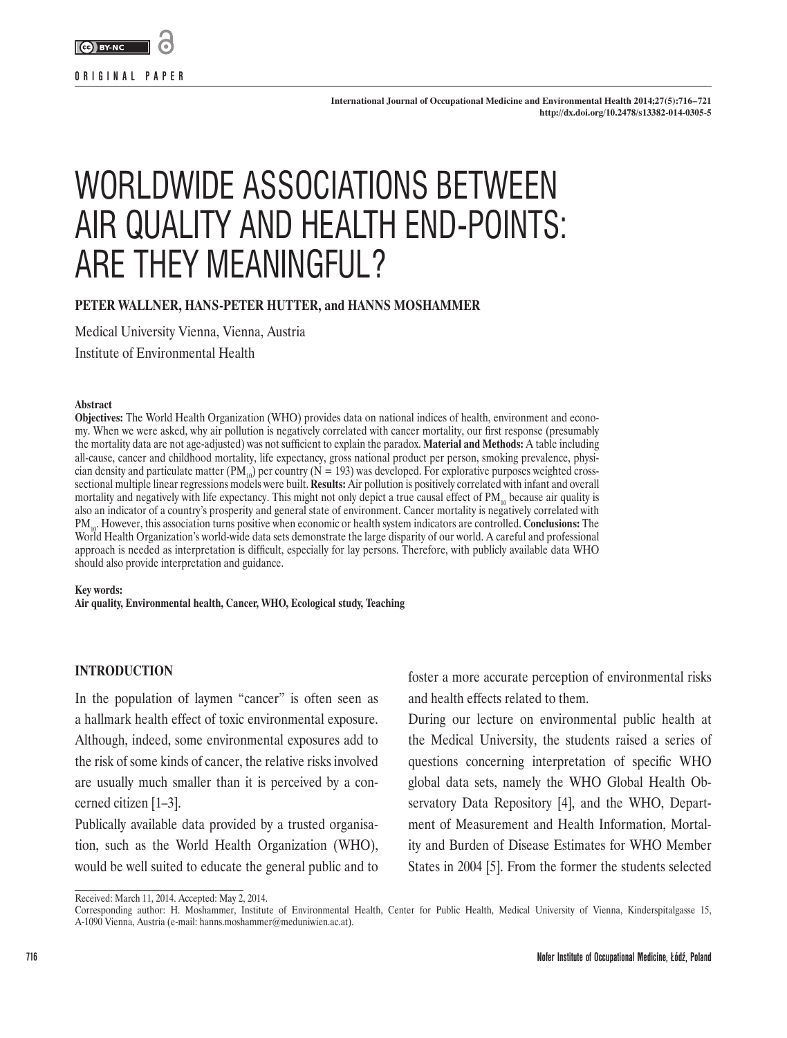ORIGINAL PAPER

# WORLDWIDE ASSOCIATIONS BETWEEN AIR QUALITY AND HEALTH END-POINTS: ARE THEY MEANINGFUL?

**PETER WALLNER, HANS-PETER HUTTER, and HANNS MOSHAMMER**

Medical University Vienna, Vienna, Austria
Institute of Environmental Health

**Abstract**

**Objectives:** The World Health Organization (WHO) provides data on national indices of health, environment and economy. When we were asked, why air pollution is negatively correlated with cancer mortality, our first response (presumably the mortality data are not age-adjusted) was not sufficient to explain the paradox. **Material and Methods:** A table including all-cause, cancer and childhood mortality, life expectancy, gross national product per person, smoking prevalence, physician density and particulate matter ($PM_{10}$) per country ($N = 193$) was developed. For explorative purposes weighted cross-sectional multiple linear regressions models were built. **Results:** Air pollution is positively correlated with infant and overall mortality and negatively with life expectancy. This might not only depict a true causal effect of $PM_{10}$ because air quality is also an indicator of a country's prosperity and general state of environment. Cancer mortality is negatively correlated with $PM_{10}$. However, this association turns positive when economic or health system indicators are controlled. **Conclusions:** The World Health Organization's world-wide data sets demonstrate the large disparity of our world. A careful and professional approach is needed as interpretation is difficult, especially for lay persons. Therefore, with publicly available data WHO should also provide interpretation and guidance.

**Key words:**
**Air quality, Environmental health, Cancer, WHO, Ecological study, Teaching**

## INTRODUCTION

In the population of laymen "cancer" is often seen as a hallmark health effect of toxic environmental exposure. Although, indeed, some environmental exposures add to the risk of some kinds of cancer, the relative risks involved are usually much smaller than it is perceived by a concerned citizen [1–3].

Publically available data provided by a trusted organisation, such as the World Health Organization (WHO), would be well suited to educate the general public and to foster a more accurate perception of environmental risks and health effects related to them.

During our lecture on environmental public health at the Medical University, the students raised a series of questions concerning interpretation of specific WHO global data sets, namely the WHO Global Health Observatory Data Repository [4], and the WHO, Department of Measurement and Health Information, Mortality and Burden of Disease Estimates for WHO Member States in 2004 [5]. From the former the students selected

Received: March 11, 2014. Accepted: May 2, 2014.
Corresponding author: H. Moshammer, Institute of Environmental Health, Center for Public Health, Medical University of Vienna, Kinderspitalgasse 15, A-1090 Vienna, Austria (e-mail: hanns.moshammer@meduniwien.ac.at).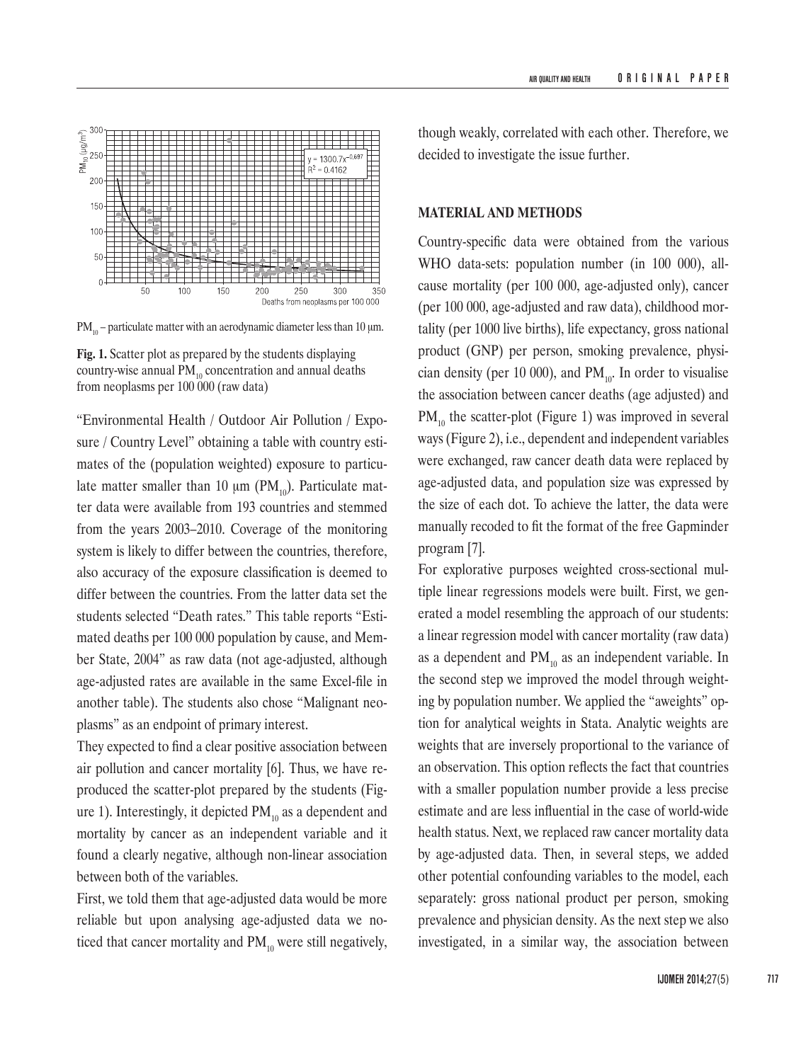$PM_{10}$ – particulate matter with an aerodynamic diameter less than 10 µm.

**Fig. 1.** Scatter plot as prepared by the students displaying country-wise annual $PM_{10}$ concentration and annual deaths from neoplasms per 100 000 (raw data)

"Environmental Health / Outdoor Air Pollution / Exposure / Country Level" obtaining a table with country estimates of the (population weighted) exposure to particulate matter smaller than 10 µm ($PM_{10}$). Particulate matter data were available from 193 countries and stemmed from the years 2003–2010. Coverage of the monitoring system is likely to differ between the countries, therefore, also accuracy of the exposure classification is deemed to differ between the countries. From the latter data set the students selected "Death rates." This table reports "Estimated deaths per 100 000 population by cause, and Member State, 2004" as raw data (not age-adjusted, although age-adjusted rates are available in the same Excel-file in another table). The students also chose "Malignant neoplasms" as an endpoint of primary interest.

They expected to find a clear positive association between air pollution and cancer mortality [6]. Thus, we have reproduced the scatter-plot prepared by the students (Figure 1). Interestingly, it depicted $PM_{10}$ as a dependent and mortality by cancer as an independent variable and it found a clearly negative, although non-linear association between both of the variables.

First, we told them that age-adjusted data would be more reliable but upon analysing age-adjusted data we noticed that cancer mortality and $PM_{10}$ were still negatively, though weakly, correlated with each other. Therefore, we decided to investigate the issue further.

## MATERIAL AND METHODS

Country-specific data were obtained from the various WHO data-sets: population number (in 100 000), all-cause mortality (per 100 000, age-adjusted only), cancer (per 100 000, age-adjusted and raw data), childhood mortality (per 1000 live births), life expectancy, gross national product (GNP) per person, smoking prevalence, physician density (per 10 000), and $PM_{10}$. In order to visualise the association between cancer deaths (age adjusted) and $PM_{10}$ the scatter-plot (Figure 1) was improved in several ways (Figure 2), i.e., dependent and independent variables were exchanged, raw cancer death data were replaced by age-adjusted data, and population size was expressed by the size of each dot. To achieve the latter, the data were manually recoded to fit the format of the free Gapminder program [7].

For explorative purposes weighted cross-sectional multiple linear regressions models were built. First, we generated a model resembling the approach of our students: a linear regression model with cancer mortality (raw data) as a dependent and $PM_{10}$ as an independent variable. In the second step we improved the model through weighting by population number. We applied the "aweights" option for analytical weights in Stata. Analytic weights are weights that are inversely proportional to the variance of an observation. This option reflects the fact that countries with a smaller population number provide a less precise estimate and are less influential in the case of world-wide health status. Next, we replaced raw cancer mortality data by age-adjusted data. Then, in several steps, we added other potential confounding variables to the model, each separately: gross national product per person, smoking prevalence and physician density. As the next step we also investigated, in a similar way, the association between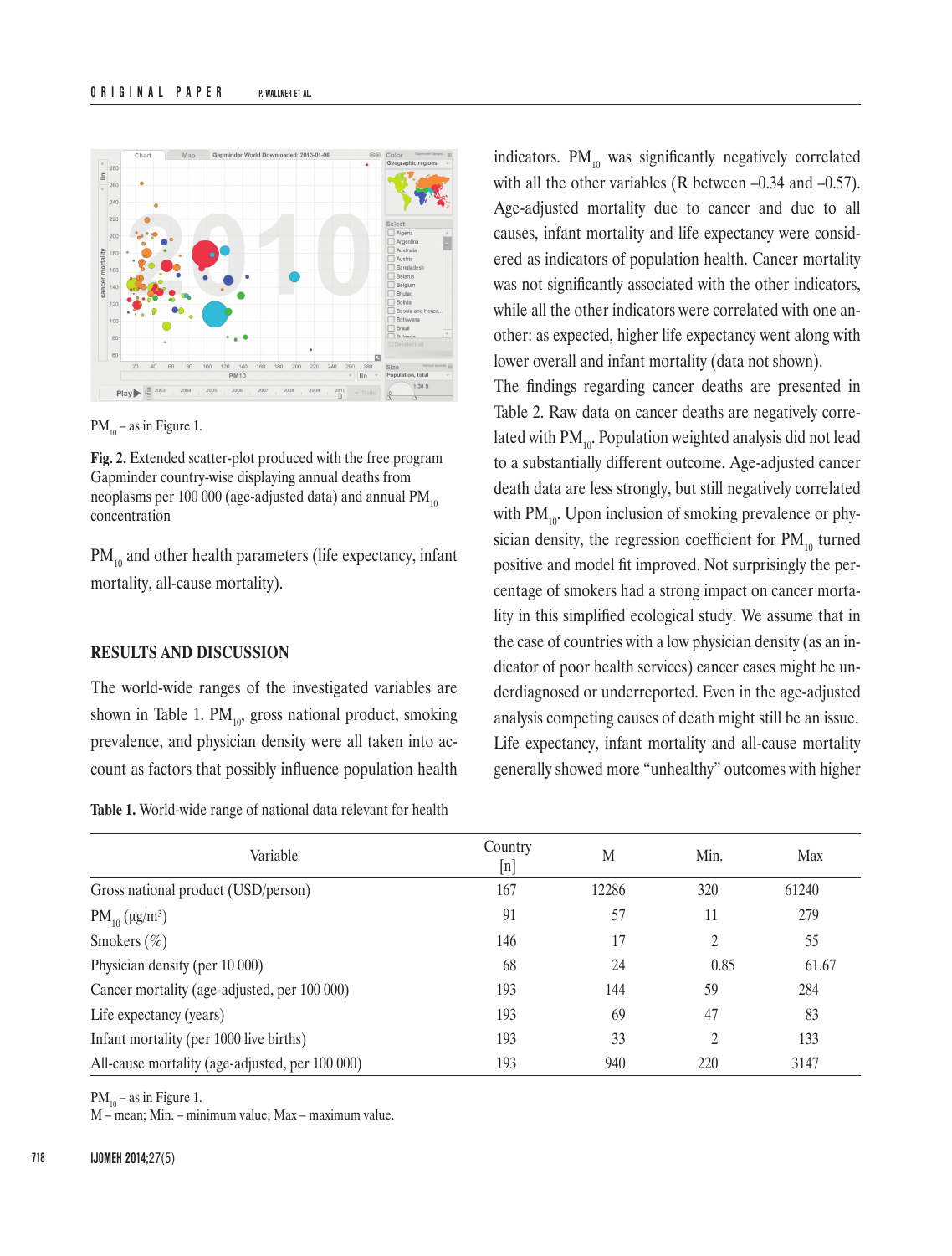$PM_{10}$ – as in Figure 1.

**Fig. 2.** Extended scatter-plot produced with the free program Gapminder country-wise displaying annual deaths from neoplasms per 100 000 (age-adjusted data) and annual $PM_{10}$ concentration

$PM_{10}$ and other health parameters (life expectancy, infant mortality, all-cause mortality).

## RESULTS AND DISCUSSION

The world-wide ranges of the investigated variables are shown in Table 1. $PM_{10}$, gross national product, smoking prevalence, and physician density were all taken into account as factors that possibly influence population health indicators. $PM_{10}$ was significantly negatively correlated with all the other variables (R between –0.34 and –0.57). Age-adjusted mortality due to cancer and due to all causes, infant mortality and life expectancy were considered as indicators of population health. Cancer mortality was not significantly associated with the other indicators, while all the other indicators were correlated with one another: as expected, higher life expectancy went along with lower overall and infant mortality (data not shown).

The findings regarding cancer deaths are presented in Table 2. Raw data on cancer deaths are negatively correlated with $PM_{10}$. Population weighted analysis did not lead to a substantially different outcome. Age-adjusted cancer death data are less strongly, but still negatively correlated with $PM_{10}$. Upon inclusion of smoking prevalence or physician density, the regression coefficient for $PM_{10}$ turned positive and model fit improved. Not surprisingly the percentage of smokers had a strong impact on cancer mortality in this simplified ecological study. We assume that in the case of countries with a low physician density (as an indicator of poor health services) cancer cases might be underdiagnosed or underreported. Even in the age-adjusted analysis competing causes of death might still be an issue. Life expectancy, infant mortality and all-cause mortality generally showed more "unhealthy" outcomes with higher

**Table 1.** World-wide range of national data relevant for health

| Variable | Country [n] | M | Min. | Max |
|---|---|---|---|---|
| Gross national product (USD/person) | 167 | 12286 | 320 | 61240 |
| $PM_{10}$ (µg/m³) | 91 | 57 | 11 | 279 |
| Smokers (%) | 146 | 17 | 2 | 55 |
| Physician density (per 10 000) | 68 | 24 | 0.85 | 61.67 |
| Cancer mortality (age-adjusted, per 100 000) | 193 | 144 | 59 | 284 |
| Life expectancy (years) | 193 | 69 | 47 | 83 |
| Infant mortality (per 1000 live births) | 193 | 33 | 2 | 133 |
| All-cause mortality (age-adjusted, per 100 000) | 193 | 940 | 220 | 3147 |

$PM_{10}$ – as in Figure 1.
M – mean; Min. – minimum value; Max – maximum value.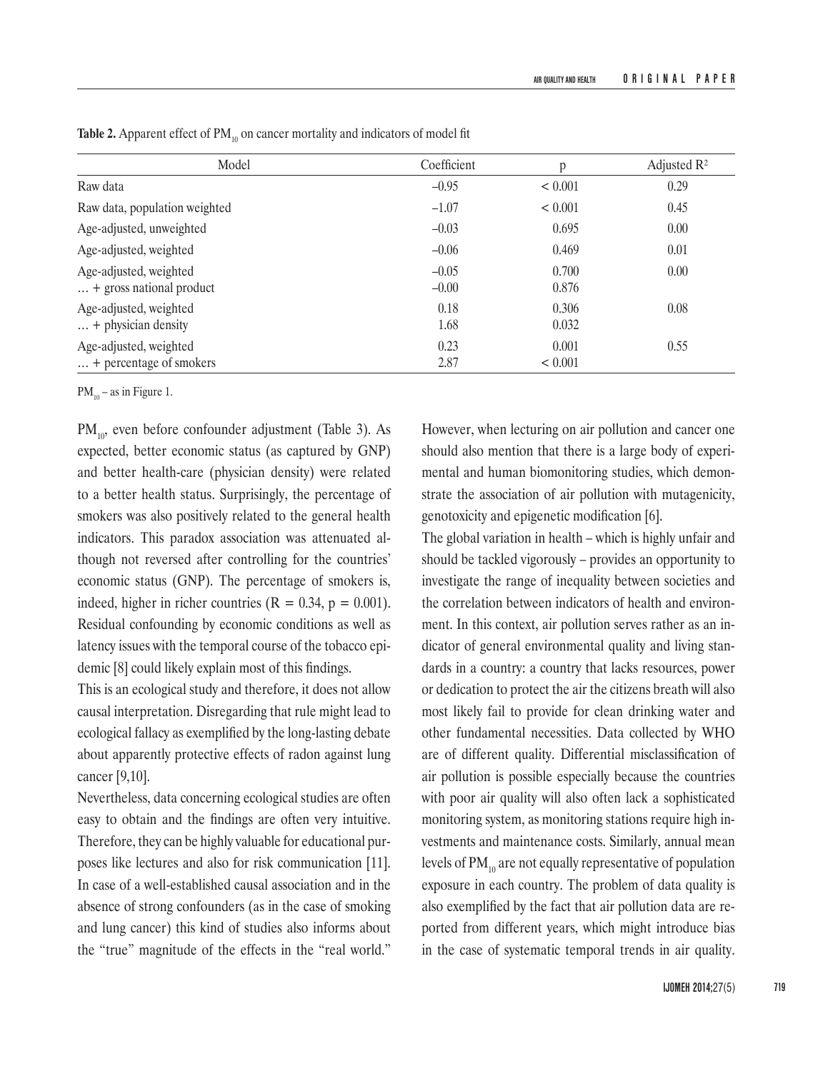**Table 2.** Apparent effect of $PM_{10}$ on cancer mortality and indicators of model fit

| Model | Coefficient | p | Adjusted $R^2$ |
|---|---|---|---|
| Raw data | –0.95 | < 0.001 | 0.29 |
| Raw data, population weighted | –1.07 | < 0.001 | 0.45 |
| Age-adjusted, unweighted | –0.03 | 0.695 | 0.00 |
| Age-adjusted, weighted | –0.06 | 0.469 | 0.01 |
| Age-adjusted, weighted | –0.05 | 0.700 | 0.00 |
| … + gross national product | –0.00 | 0.876 | |
| Age-adjusted, weighted | 0.18 | 0.306 | 0.08 |
| … + physician density | 1.68 | 0.032 | |
| Age-adjusted, weighted | 0.23 | 0.001 | 0.55 |
| … + percentage of smokers | 2.87 | < 0.001 | |

$PM_{10}$ – as in Figure 1.

$PM_{10}$, even before confounder adjustment (Table 3). As expected, better economic status (as captured by GNP) and better health-care (physician density) were related to a better health status. Surprisingly, the percentage of smokers was also positively related to the general health indicators. This paradox association was attenuated although not reversed after controlling for the countries' economic status (GNP). The percentage of smokers is, indeed, higher in richer countries ($R = 0.34$, $p = 0.001$). Residual confounding by economic conditions as well as latency issues with the temporal course of the tobacco epidemic [8] could likely explain most of this findings.

This is an ecological study and therefore, it does not allow causal interpretation. Disregarding that rule might lead to ecological fallacy as exemplified by the long-lasting debate about apparently protective effects of radon against lung cancer [9,10].

Nevertheless, data concerning ecological studies are often easy to obtain and the findings are often very intuitive. Therefore, they can be highly valuable for educational purposes like lectures and also for risk communication [11]. In case of a well-established causal association and in the absence of strong confounders (as in the case of smoking and lung cancer) this kind of studies also informs about the "true" magnitude of the effects in the "real world." However, when lecturing on air pollution and cancer one should also mention that there is a large body of experimental and human biomonitoring studies, which demonstrate the association of air pollution with mutagenicity, genotoxicity and epigenetic modification [6].

The global variation in health – which is highly unfair and should be tackled vigorously – provides an opportunity to investigate the range of inequality between societies and the correlation between indicators of health and environment. In this context, air pollution serves rather as an indicator of general environmental quality and living standards in a country: a country that lacks resources, power or dedication to protect the air the citizens breath will also most likely fail to provide for clean drinking water and other fundamental necessities. Data collected by WHO are of different quality. Differential misclassification of air pollution is possible especially because the countries with poor air quality will also often lack a sophisticated monitoring system, as monitoring stations require high investments and maintenance costs. Similarly, annual mean levels of $PM_{10}$ are not equally representative of population exposure in each country. The problem of data quality is also exemplified by the fact that air pollution data are reported from different years, which might introduce bias in the case of systematic temporal trends in air quality.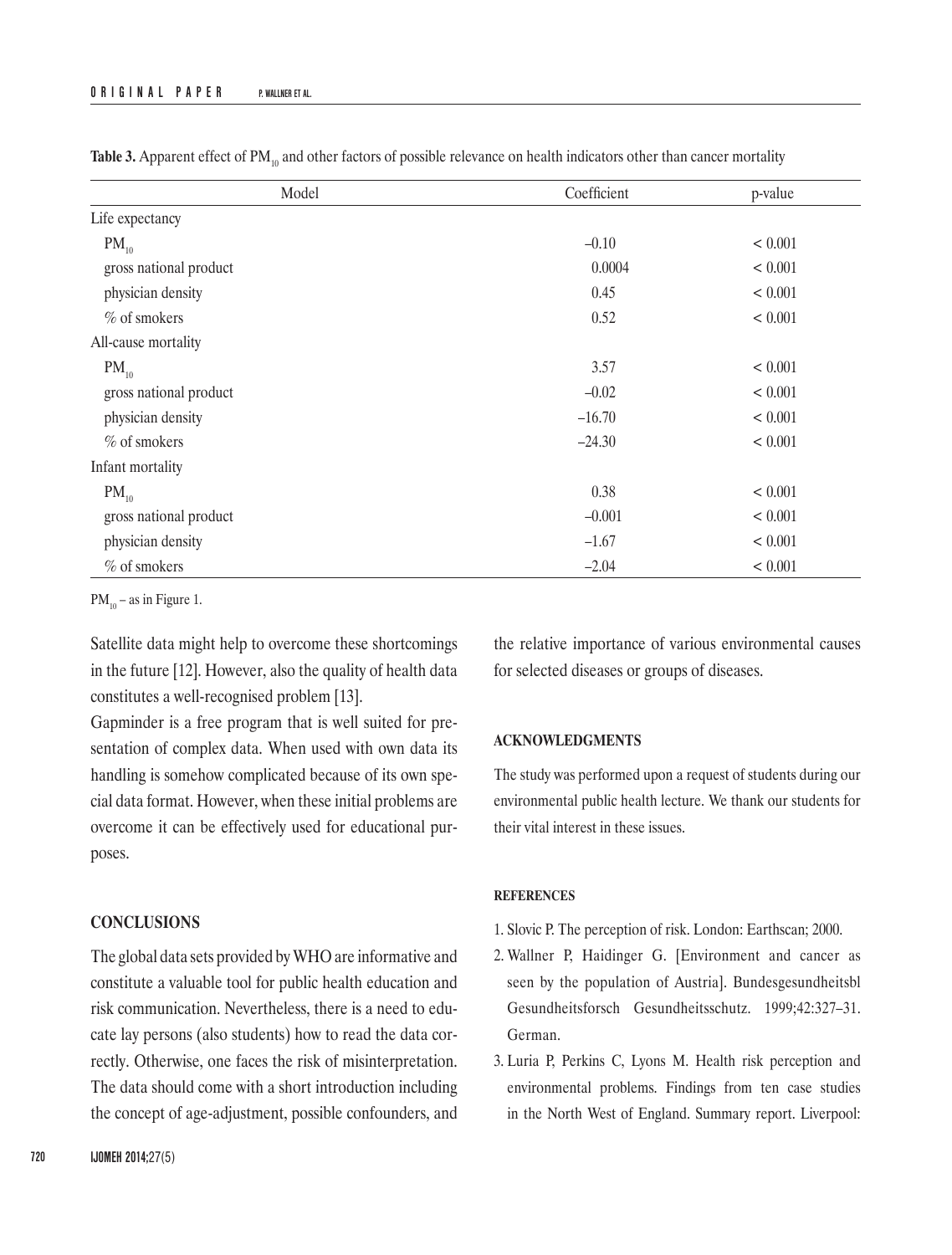**Table 3.** Apparent effect of $PM_{10}$ and other factors of possible relevance on health indicators other than cancer mortality

| Model | Coefficient | p-value |
|---|---|---|
| Life expectancy | | |
| $PM_{10}$ | –0.10 | < 0.001 |
| gross national product | 0.0004 | < 0.001 |
| physician density | 0.45 | < 0.001 |
| % of smokers | 0.52 | < 0.001 |
| All-cause mortality | | |
| $PM_{10}$ | 3.57 | < 0.001 |
| gross national product | –0.02 | < 0.001 |
| physician density | –16.70 | < 0.001 |
| % of smokers | –24.30 | < 0.001 |
| Infant mortality | | |
| $PM_{10}$ | 0.38 | < 0.001 |
| gross national product | –0.001 | < 0.001 |
| physician density | –1.67 | < 0.001 |
| % of smokers | –2.04 | < 0.001 |

$PM_{10}$ – as in Figure 1.

Satellite data might help to overcome these shortcomings in the future [12]. However, also the quality of health data constitutes a well-recognised problem [13].

Gapminder is a free program that is well suited for presentation of complex data. When used with own data its handling is somehow complicated because of its own special data format. However, when these initial problems are overcome it can be effectively used for educational purposes.

## CONCLUSIONS

The global data sets provided by WHO are informative and constitute a valuable tool for public health education and risk communication. Nevertheless, there is a need to educate lay persons (also students) how to read the data correctly. Otherwise, one faces the risk of misinterpretation. The data should come with a short introduction including the concept of age-adjustment, possible confounders, and the relative importance of various environmental causes for selected diseases or groups of diseases.

## ACKNOWLEDGMENTS

The study was performed upon a request of students during our environmental public health lecture. We thank our students for their vital interest in these issues.

## REFERENCES

1. Slovic P. The perception of risk. London: Earthscan; 2000.
2. Wallner P, Haidinger G. [Environment and cancer as seen by the population of Austria]. Bundesgesundheitsbl Gesundheitsforsch Gesundheitsschutz. 1999;42:327–31. German.
3. Luria P, Perkins C, Lyons M. Health risk perception and environmental problems. Findings from ten case studies in the North West of England. Summary report. Liverpool: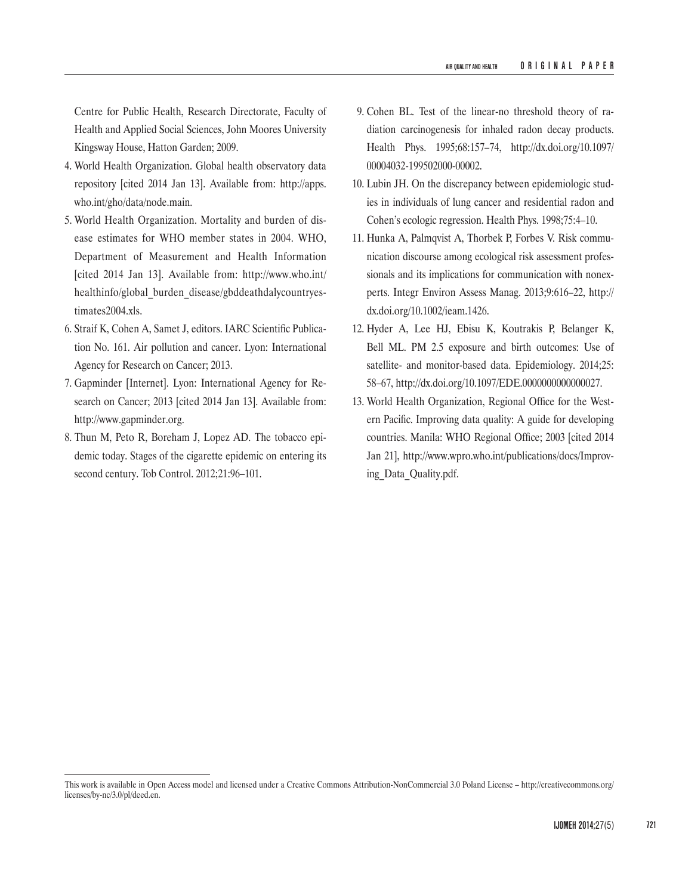Centre for Public Health, Research Directorate, Faculty of Health and Applied Social Sciences, John Moores University Kingsway House, Hatton Garden; 2009.

4. World Health Organization. Global health observatory data repository [cited 2014 Jan 13]. Available from: http://apps.who.int/gho/data/node.main.
5. World Health Organization. Mortality and burden of disease estimates for WHO member states in 2004. WHO, Department of Measurement and Health Information [cited 2014 Jan 13]. Available from: http://www.who.int/healthinfo/global_burden_disease/gbddeathdalycountryestimates2004.xls.
6. Straif K, Cohen A, Samet J, editors. IARC Scientific Publication No. 161. Air pollution and cancer. Lyon: International Agency for Research on Cancer; 2013.
7. Gapminder [Internet]. Lyon: International Agency for Research on Cancer; 2013 [cited 2014 Jan 13]. Available from: http://www.gapminder.org.
8. Thun M, Peto R, Boreham J, Lopez AD. The tobacco epidemic today. Stages of the cigarette epidemic on entering its second century. Tob Control. 2012;21:96–101.
9. Cohen BL. Test of the linear-no threshold theory of radiation carcinogenesis for inhaled radon decay products. Health Phys. 1995;68:157–74, http://dx.doi.org/10.1097/00004032-199502000-00002.
10. Lubin JH. On the discrepancy between epidemiologic studies in individuals of lung cancer and residential radon and Cohen's ecologic regression. Health Phys. 1998;75:4–10.
11. Hunka A, Palmqvist A, Thorbek P, Forbes V. Risk communication discourse among ecological risk assessment professionals and its implications for communication with nonexperts. Integr Environ Assess Manag. 2013;9:616–22, http://dx.doi.org/10.1002/ieam.1426.
12. Hyder A, Lee HJ, Ebisu K, Koutrakis P, Belanger K, Bell ML. PM 2.5 exposure and birth outcomes: Use of satellite- and monitor-based data. Epidemiology. 2014;25:58–67, http://dx.doi.org/10.1097/EDE.0000000000000027.
13. World Health Organization, Regional Office for the Western Pacific. Improving data quality: A guide for developing countries. Manila: WHO Regional Office; 2003 [cited 2014 Jan 21], http://www.wpro.who.int/publications/docs/Improving_Data_Quality.pdf.

This work is available in Open Access model and licensed under a Creative Commons Attribution-NonCommercial 3.0 Poland License – http://creativecommons.org/licenses/by-nc/3.0/pl/deed.en.